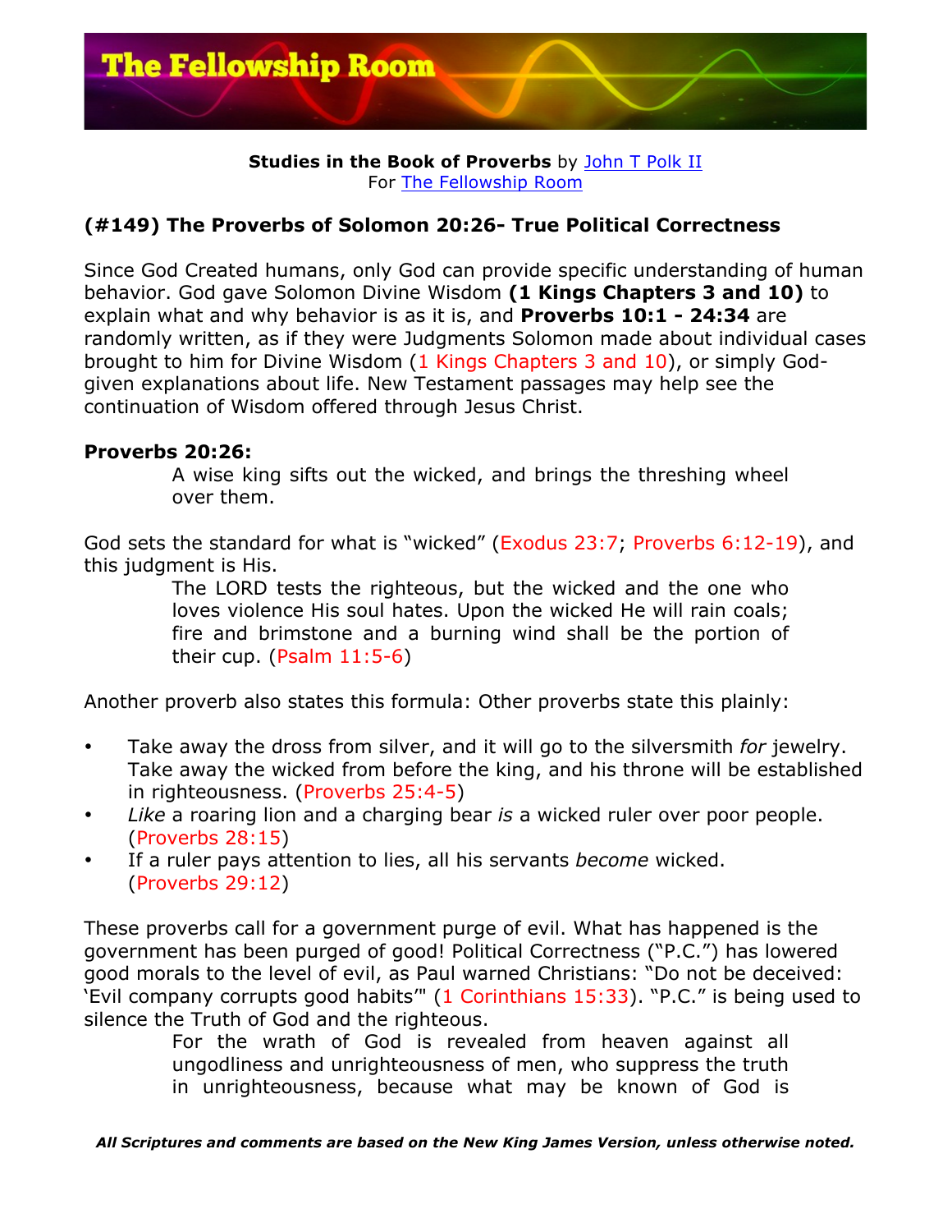**Studies in the Book of Proverbs** by John T Polk II
For The Fellowship Room

## (#149) The Proverbs of Solomon 20:26- True Political Correctness

Since God Created humans, only God can provide specific understanding of human behavior. God gave Solomon Divine Wisdom **(1 Kings Chapters 3 and 10)** to explain what and why behavior is as it is, and **Proverbs 10:1 - 24:34** are randomly written, as if they were Judgments Solomon made about individual cases brought to him for Divine Wisdom (1 Kings Chapters 3 and 10), or simply God-given explanations about life. New Testament passages may help see the continuation of Wisdom offered through Jesus Christ.

**Proverbs 20:26:**

> A wise king sifts out the wicked, and brings the threshing wheel over them.

God sets the standard for what is "wicked" (Exodus 23:7; Proverbs 6:12-19), and this judgment is His.

> The LORD tests the righteous, but the wicked and the one who loves violence His soul hates. Upon the wicked He will rain coals; fire and brimstone and a burning wind shall be the portion of their cup. (Psalm 11:5-6)

Another proverb also states this formula: Other proverbs state this plainly:

- Take away the dross from silver, and it will go to the silversmith *for* jewelry. Take away the wicked from before the king, and his throne will be established in righteousness. (Proverbs 25:4-5)
- *Like* a roaring lion and a charging bear *is* a wicked ruler over poor people. (Proverbs 28:15)
- If a ruler pays attention to lies, all his servants *become* wicked. (Proverbs 29:12)

These proverbs call for a government purge of evil. What has happened is the government has been purged of good! Political Correctness ("P.C.") has lowered good morals to the level of evil, as Paul warned Christians: "Do not be deceived: 'Evil company corrupts good habits'" (1 Corinthians 15:33). "P.C." is being used to silence the Truth of God and the righteous.

> For the wrath of God is revealed from heaven against all ungodliness and unrighteousness of men, who suppress the truth in unrighteousness, because what may be known of God is

*All Scriptures and comments are based on the New King James Version, unless otherwise noted.*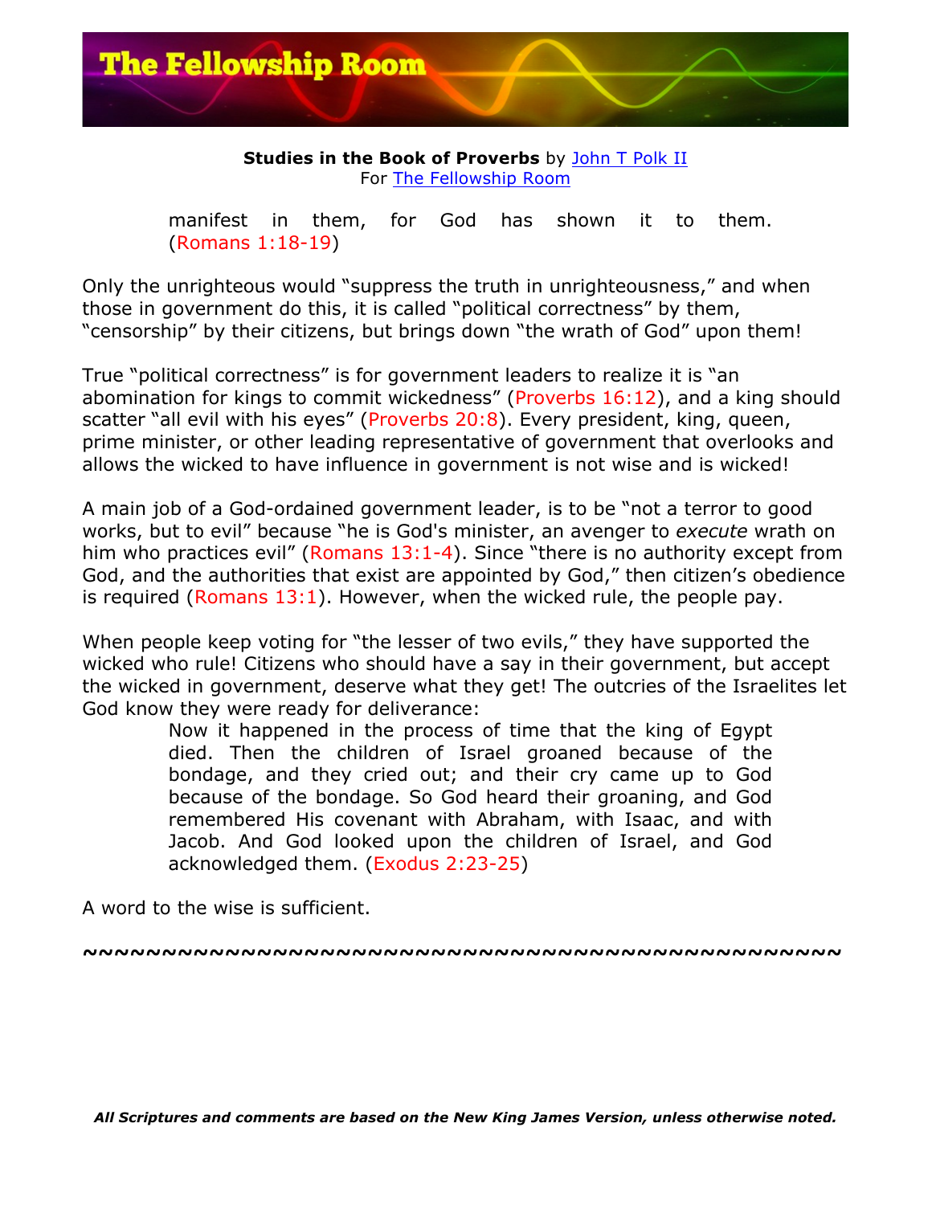> manifest in them, for God has shown it to them. (Romans 1:18-19)

Only the unrighteous would "suppress the truth in unrighteousness," and when those in government do this, it is called "political correctness" by them, "censorship" by their citizens, but brings down "the wrath of God" upon them!

True "political correctness" is for government leaders to realize it is "an abomination for kings to commit wickedness" (Proverbs 16:12), and a king should scatter "all evil with his eyes" (Proverbs 20:8). Every president, king, queen, prime minister, or other leading representative of government that overlooks and allows the wicked to have influence in government is not wise and is wicked!

A main job of a God-ordained government leader, is to be "not a terror to good works, but to evil" because "he is God's minister, an avenger to *execute* wrath on him who practices evil" (Romans 13:1-4). Since "there is no authority except from God, and the authorities that exist are appointed by God," then citizen's obedience is required (Romans 13:1). However, when the wicked rule, the people pay.

When people keep voting for "the lesser of two evils," they have supported the wicked who rule! Citizens who should have a say in their government, but accept the wicked in government, deserve what they get! The outcries of the Israelites let God know they were ready for deliverance:

> Now it happened in the process of time that the king of Egypt died. Then the children of Israel groaned because of the bondage, and they cried out; and their cry came up to God because of the bondage. So God heard their groaning, and God remembered His covenant with Abraham, with Isaac, and with Jacob. And God looked upon the children of Israel, and God acknowledged them. (Exodus 2:23-25)

A word to the wise is sufficient.

**~~~~~~~~~~~~~~~~~~~~~~~~~~~~~~~~~~~~~~~~~~~~~~~~**

***All Scriptures and comments are based on the New King James Version, unless otherwise noted.***